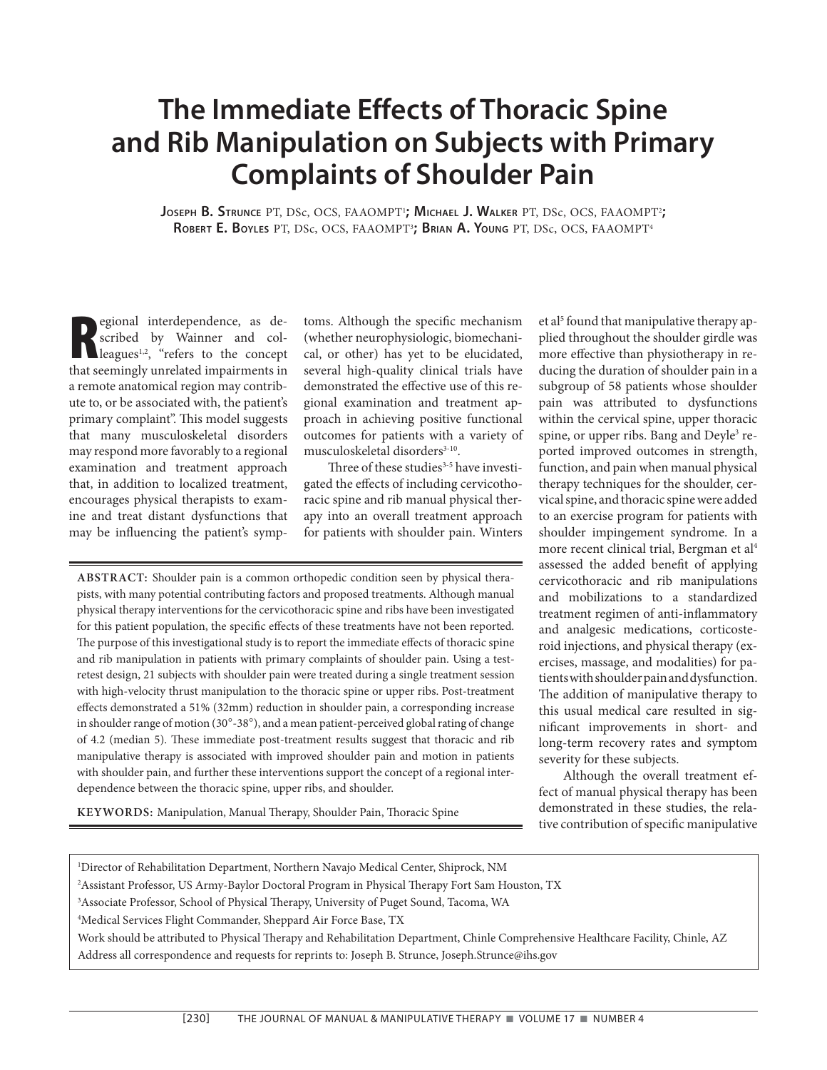# The Immediate Effects of Thoracic Spine and Rib Manipulation on Subjects with Primary Complaints of Shoulder Pain

**Joseph B. Strunce** PT, DSc, OCS, FAAOMPT[1]**; Michael J. Walker** PT, DSc, OCS, FAAOMPT[2]**; Robert E. Boyles** PT, DSc, OCS, FAAOMPT[3]**; Brian A. Young** PT, DSc, OCS, FAAOMPT[4]

**ABSTRACT:** Shoulder pain is a common orthopedic condition seen by physical therapists, with many potential contributing factors and proposed treatments. Although manual physical therapy interventions for the cervicothoracic spine and ribs have been investigated for this patient population, the specific effects of these treatments have not been reported. The purpose of this investigational study is to report the immediate effects of thoracic spine and rib manipulation in patients with primary complaints of shoulder pain. Using a test-retest design, 21 subjects with shoulder pain were treated during a single treatment session with high-velocity thrust manipulation to the thoracic spine or upper ribs. Post-treatment effects demonstrated a 51% (32mm) reduction in shoulder pain, a corresponding increase in shoulder range of motion (30°-38°), and a mean patient-perceived global rating of change of 4.2 (median 5). These immediate post-treatment results suggest that thoracic and rib manipulative therapy is associated with improved shoulder pain and motion in patients with shoulder pain, and further these interventions support the concept of a regional interdependence between the thoracic spine, upper ribs, and shoulder.

**KEYWORDS:** Manipulation, Manual Therapy, Shoulder Pain, Thoracic Spine

Regional interdependence, as described by Wainner and colleagues[1,2], "refers to the concept that seemingly unrelated impairments in a remote anatomical region may contribute to, or be associated with, the patient's primary complaint". This model suggests that many musculoskeletal disorders may respond more favorably to a regional examination and treatment approach that, in addition to localized treatment, encourages physical therapists to examine and treat distant dysfunctions that may be influencing the patient's symptoms. Although the specific mechanism (whether neurophysiologic, biomechanical, or other) has yet to be elucidated, several high-quality clinical trials have demonstrated the effective use of this regional examination and treatment approach in achieving positive functional outcomes for patients with a variety of musculoskeletal disorders[3-10].

Three of these studies[3-5] have investigated the effects of including cervicothoracic spine and rib manual physical therapy into an overall treatment approach for patients with shoulder pain. Winters et al[5] found that manipulative therapy applied throughout the shoulder girdle was more effective than physiotherapy in reducing the duration of shoulder pain in a subgroup of 58 patients whose shoulder pain was attributed to dysfunctions within the cervical spine, upper thoracic spine, or upper ribs. Bang and Deyle[3] reported improved outcomes in strength, function, and pain when manual physical therapy techniques for the shoulder, cervical spine, and thoracic spine were added to an exercise program for patients with shoulder impingement syndrome. In a more recent clinical trial, Bergman et al[4] assessed the added benefit of applying cervicothoracic and rib manipulations and mobilizations to a standardized treatment regimen of anti-inflammatory and analgesic medications, corticosteroid injections, and physical therapy (exercises, massage, and modalities) for patients with shoulder pain and dysfunction. The addition of manipulative therapy to this usual medical care resulted in significant improvements in short- and long-term recovery rates and symptom severity for these subjects.

Although the overall treatment effect of manual physical therapy has been demonstrated in these studies, the relative contribution of specific manipulative

[1]Director of Rehabilitation Department, Northern Navajo Medical Center, Shiprock, NM
[2]Assistant Professor, US Army-Baylor Doctoral Program in Physical Therapy Fort Sam Houston, TX
[3]Associate Professor, School of Physical Therapy, University of Puget Sound, Tacoma, WA
[4]Medical Services Flight Commander, Sheppard Air Force Base, TX
Work should be attributed to Physical Therapy and Rehabilitation Department, Chinle Comprehensive Healthcare Facility, Chinle, AZ
Address all correspondence and requests for reprints to: Joseph B. Strunce, Joseph.Strunce@ihs.gov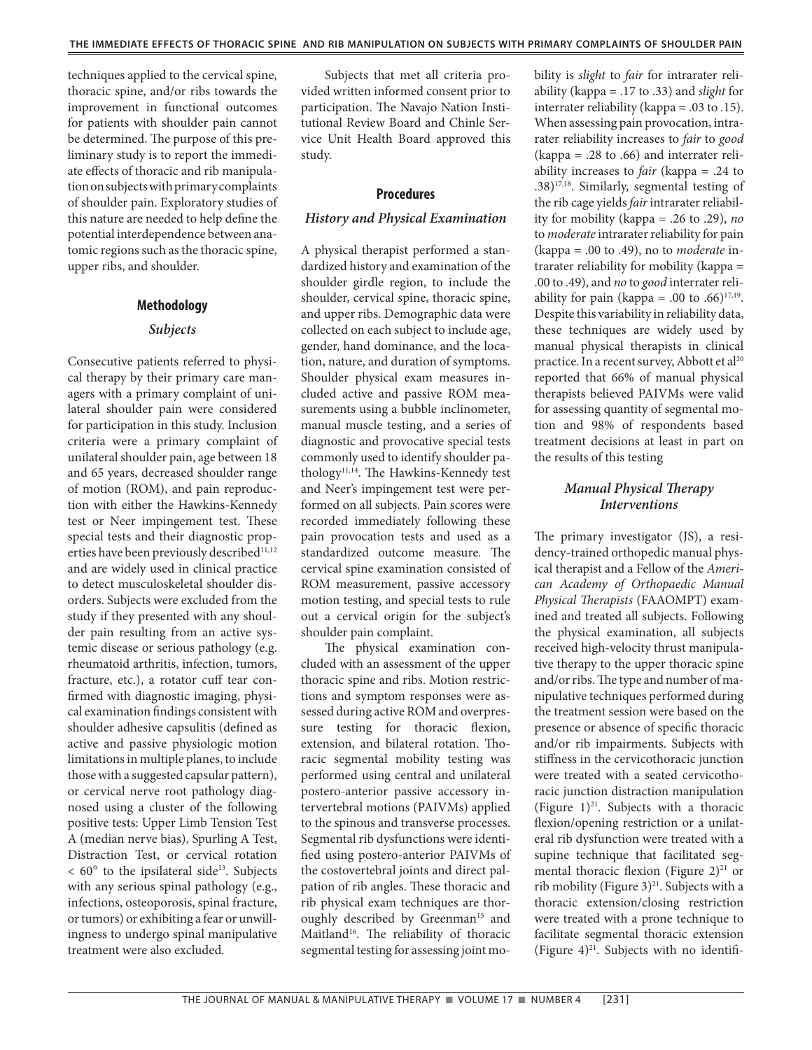techniques applied to the cervical spine, thoracic spine, and/or ribs towards the improvement in functional outcomes for patients with shoulder pain cannot be determined. The purpose of this preliminary study is to report the immediate effects of thoracic and rib manipulation on subjects with primary complaints of shoulder pain. Exploratory studies of this nature are needed to help define the potential interdependence between anatomic regions such as the thoracic spine, upper ribs, and shoulder.

## Methodology

### *Subjects*

Consecutive patients referred to physical therapy by their primary care managers with a primary complaint of unilateral shoulder pain were considered for participation in this study. Inclusion criteria were a primary complaint of unilateral shoulder pain, age between 18 and 65 years, decreased shoulder range of motion (ROM), and pain reproduction with either the Hawkins-Kennedy test or Neer impingement test. These special tests and their diagnostic properties have been previously described[11,12] and are widely used in clinical practice to detect musculoskeletal shoulder disorders. Subjects were excluded from the study if they presented with any shoulder pain resulting from an active systemic disease or serious pathology (e.g. rheumatoid arthritis, infection, tumors, fracture, etc.), a rotator cuff tear confirmed with diagnostic imaging, physical examination findings consistent with shoulder adhesive capsulitis (defined as active and passive physiologic motion limitations in multiple planes, to include those with a suggested capsular pattern), or cervical nerve root pathology diagnosed using a cluster of the following positive tests: Upper Limb Tension Test A (median nerve bias), Spurling A Test, Distraction Test, or cervical rotation $< 60°$ to the ipsilateral side[13]. Subjects with any serious spinal pathology (e.g., infections, osteoporosis, spinal fracture, or tumors) or exhibiting a fear or unwillingness to undergo spinal manipulative treatment were also excluded.

Subjects that met all criteria provided written informed consent prior to participation. The Navajo Nation Institutional Review Board and Chinle Service Unit Health Board approved this study.

## Procedures

### *History and Physical Examination*

A physical therapist performed a standardized history and examination of the shoulder girdle region, to include the shoulder, cervical spine, thoracic spine, and upper ribs. Demographic data were collected on each subject to include age, gender, hand dominance, and the location, nature, and duration of symptoms. Shoulder physical exam measures included active and passive ROM measurements using a bubble inclinometer, manual muscle testing, and a series of diagnostic and provocative special tests commonly used to identify shoulder pathology[11,14]. The Hawkins-Kennedy test and Neer's impingement test were performed on all subjects. Pain scores were recorded immediately following these pain provocation tests and used as a standardized outcome measure. The cervical spine examination consisted of ROM measurement, passive accessory motion testing, and special tests to rule out a cervical origin for the subject's shoulder pain complaint.

The physical examination concluded with an assessment of the upper thoracic spine and ribs. Motion restrictions and symptom responses were assessed during active ROM and overpressure testing for thoracic flexion, extension, and bilateral rotation. Thoracic segmental mobility testing was performed using central and unilateral postero-anterior passive accessory intervertebral motions (PAIVMs) applied to the spinous and transverse processes. Segmental rib dysfunctions were identified using postero-anterior PAIVMs of the costovertebral joints and direct palpation of rib angles. These thoracic and rib physical exam techniques are thoroughly described by Greenman[15] and Maitland[16]. The reliability of thoracic segmental testing for assessing joint mobility is *slight* to *fair* for intrarater reliability (kappa = .17 to .33) and *slight* for interrater reliability (kappa = .03 to .15). When assessing pain provocation, intrarater reliability increases to *fair* to *good* (kappa = .28 to .66) and interrater reliability increases to *fair* (kappa = .24 to .38)[17,18]. Similarly, segmental testing of the rib cage yields *fair* intrarater reliability for mobility (kappa = .26 to .29), *no* to *moderate* intrarater reliability for pain (kappa = .00 to .49), no to *moderate* intrarater reliability for mobility (kappa = .00 to .49), and *no* to *good* interrater reliability for pain (kappa = .00 to .66)[17,19]. Despite this variability in reliability data, these techniques are widely used by manual physical therapists in clinical practice. In a recent survey, Abbott et al[20] reported that 66% of manual physical therapists believed PAIVMs were valid for assessing quantity of segmental motion and 98% of respondents based treatment decisions at least in part on the results of this testing

### *Manual Physical Therapy Interventions*

The primary investigator (JS), a residency-trained orthopedic manual physical therapist and a Fellow of the *American Academy of Orthopaedic Manual Physical Therapists* (FAAOMPT) examined and treated all subjects. Following the physical examination, all subjects received high-velocity thrust manipulative therapy to the upper thoracic spine and/or ribs. The type and number of manipulative techniques performed during the treatment session were based on the presence or absence of specific thoracic and/or rib impairments. Subjects with stiffness in the cervicothoracic junction were treated with a seated cervicothoracic junction distraction manipulation (Figure 1)[21]. Subjects with a thoracic flexion/opening restriction or a unilateral rib dysfunction were treated with a supine technique that facilitated segmental thoracic flexion (Figure 2)[21] or rib mobility (Figure 3)[21]. Subjects with a thoracic extension/closing restriction were treated with a prone technique to facilitate segmental thoracic extension (Figure 4)[21]. Subjects with no identifi-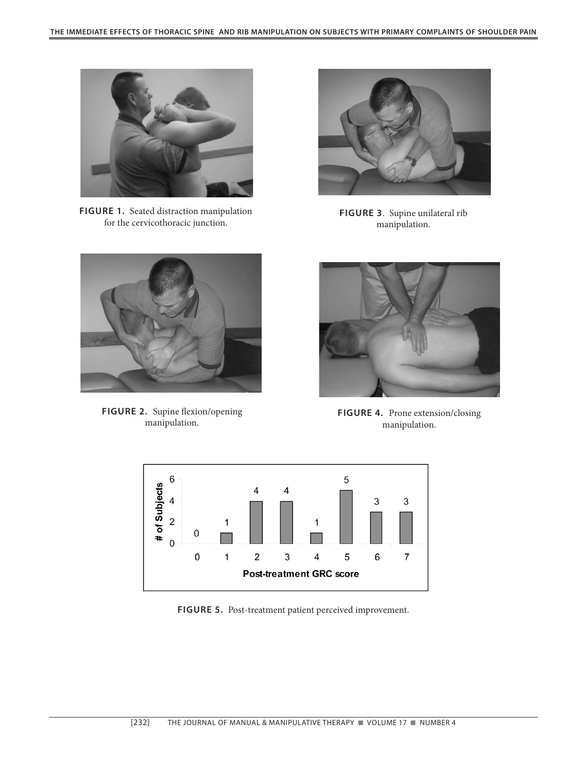FIGURE 1. Seated distraction manipulation for the cervicothoracic junction.

FIGURE 3. Supine unilateral rib manipulation.

FIGURE 2. Supine flexion/opening manipulation.

FIGURE 4. Prone extension/closing manipulation.

FIGURE 5. Post-treatment patient perceived improvement.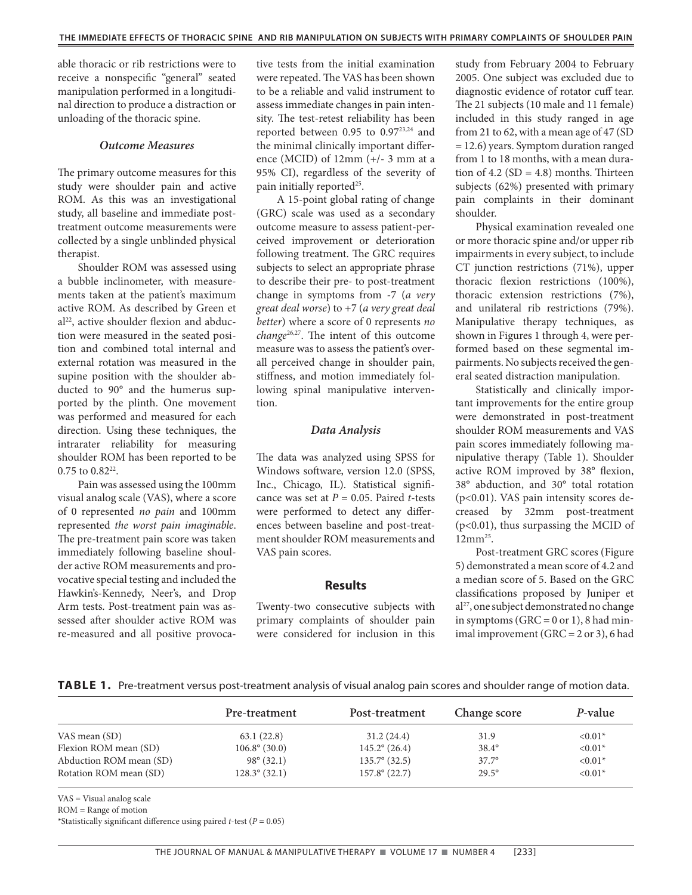able thoracic or rib restrictions were to receive a nonspecific "general" seated manipulation performed in a longitudinal direction to produce a distraction or unloading of the thoracic spine.

### *Outcome Measures*

The primary outcome measures for this study were shoulder pain and active ROM. As this was an investigational study, all baseline and immediate post-treatment outcome measurements were collected by a single unblinded physical therapist.

Shoulder ROM was assessed using a bubble inclinometer, with measurements taken at the patient's maximum active ROM. As described by Green et al[22], active shoulder flexion and abduction were measured in the seated position and combined total internal and external rotation was measured in the supine position with the shoulder abducted to 90° and the humerus supported by the plinth. One movement was performed and measured for each direction. Using these techniques, the intrarater reliability for measuring shoulder ROM has been reported to be 0.75 to 0.82[22].

Pain was assessed using the 100mm visual analog scale (VAS), where a score of 0 represented *no pain* and 100mm represented *the worst pain imaginable*. The pre-treatment pain score was taken immediately following baseline shoulder active ROM measurements and provocative special testing and included the Hawkin's-Kennedy, Neer's, and Drop Arm tests. Post-treatment pain was assessed after shoulder active ROM was re-measured and all positive provocative tests from the initial examination were repeated. The VAS has been shown to be a reliable and valid instrument to assess immediate changes in pain intensity. The test-retest reliability has been reported between 0.95 to 0.97[23,24] and the minimal clinically important difference (MCID) of 12mm (+/- 3 mm at a 95% CI), regardless of the severity of pain initially reported[25].

A 15-point global rating of change (GRC) scale was used as a secondary outcome measure to assess patient-perceived improvement or deterioration following treatment. The GRC requires subjects to select an appropriate phrase to describe their pre- to post-treatment change in symptoms from -7 (*a very great deal worse*) to +7 (*a very great deal better*) where a score of 0 represents *no change*[26,27]. The intent of this outcome measure was to assess the patient's overall perceived change in shoulder pain, stiffness, and motion immediately following spinal manipulative intervention.

### *Data Analysis*

The data was analyzed using SPSS for Windows software, version 12.0 (SPSS, Inc., Chicago, IL). Statistical significance was set at $P = 0.05$. Paired *t*-tests were performed to detect any differences between baseline and post-treatment shoulder ROM measurements and VAS pain scores.

## Results

Twenty-two consecutive subjects with primary complaints of shoulder pain were considered for inclusion in this study from February 2004 to February 2005. One subject was excluded due to diagnostic evidence of rotator cuff tear. The 21 subjects (10 male and 11 female) included in this study ranged in age from 21 to 62, with a mean age of 47 (SD = 12.6) years. Symptom duration ranged from 1 to 18 months, with a mean duration of 4.2 (SD = 4.8) months. Thirteen subjects (62%) presented with primary pain complaints in their dominant shoulder.

Physical examination revealed one or more thoracic spine and/or upper rib impairments in every subject, to include CT junction restrictions (71%), upper thoracic flexion restrictions (100%), thoracic extension restrictions (7%), and unilateral rib restrictions (79%). Manipulative therapy techniques, as shown in Figures 1 through 4, were performed based on these segmental impairments. No subjects received the general seated distraction manipulation.

Statistically and clinically important improvements for the entire group were demonstrated in post-treatment shoulder ROM measurements and VAS pain scores immediately following manipulative therapy (Table 1). Shoulder active ROM improved by 38° flexion, 38° abduction, and 30° total rotation ($p<0.01$). VAS pain intensity scores decreased by 32mm post-treatment ($p<0.01$), thus surpassing the MCID of 12mm[25].

Post-treatment GRC scores (Figure 5) demonstrated a mean score of 4.2 and a median score of 5. Based on the GRC classifications proposed by Juniper et al[27], one subject demonstrated no change in symptoms (GRC = 0 or 1), 8 had minimal improvement (GRC = 2 or 3), 6 had

**TABLE 1.** Pre-treatment versus post-treatment analysis of visual analog pain scores and shoulder range of motion data.

| | Pre-treatment | Post-treatment | Change score | *P*-value |
|---|---|---|---|---|
| VAS mean (SD) | 63.1 (22.8) | 31.2 (24.4) | 31.9 | <0.01* |
| Flexion ROM mean (SD) | 106.8° (30.0) | 145.2° (26.4) | 38.4° | <0.01* |
| Abduction ROM mean (SD) | 98° (32.1) | 135.7° (32.5) | 37.7° | <0.01* |
| Rotation ROM mean (SD) | 128.3° (32.1) | 157.8° (22.7) | 29.5° | <0.01* |

VAS = Visual analog scale

ROM = Range of motion

*Statistically significant difference using paired *t*-test ($P = 0.05$)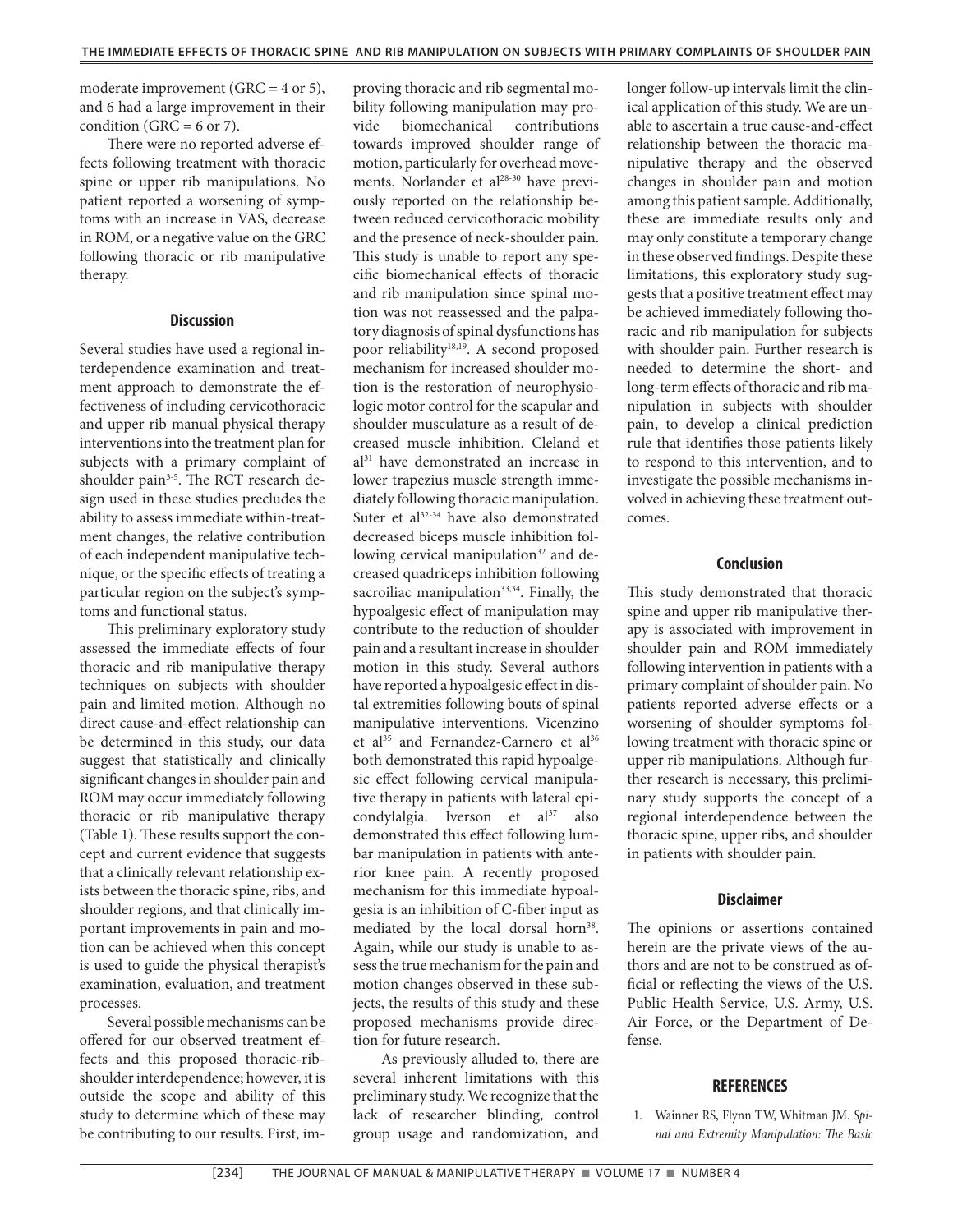moderate improvement (GRC = 4 or 5), and 6 had a large improvement in their condition (GRC = 6 or 7).

There were no reported adverse effects following treatment with thoracic spine or upper rib manipulations. No patient reported a worsening of symptoms with an increase in VAS, decrease in ROM, or a negative value on the GRC following thoracic or rib manipulative therapy.

## Discussion

Several studies have used a regional interdependence examination and treatment approach to demonstrate the effectiveness of including cervicothoracic and upper rib manual physical therapy interventions into the treatment plan for subjects with a primary complaint of shoulder pain[3-5]. The RCT research design used in these studies precludes the ability to assess immediate within-treatment changes, the relative contribution of each independent manipulative technique, or the specific effects of treating a particular region on the subject's symptoms and functional status.

This preliminary exploratory study assessed the immediate effects of four thoracic and rib manipulative therapy techniques on subjects with shoulder pain and limited motion. Although no direct cause-and-effect relationship can be determined in this study, our data suggest that statistically and clinically significant changes in shoulder pain and ROM may occur immediately following thoracic or rib manipulative therapy (Table 1). These results support the concept and current evidence that suggests that a clinically relevant relationship exists between the thoracic spine, ribs, and shoulder regions, and that clinically important improvements in pain and motion can be achieved when this concept is used to guide the physical therapist's examination, evaluation, and treatment processes.

Several possible mechanisms can be offered for our observed treatment effects and this proposed thoracic-rib-shoulder interdependence; however, it is outside the scope and ability of this study to determine which of these may be contributing to our results. First, improving thoracic and rib segmental mobility following manipulation may provide biomechanical contributions towards improved shoulder range of motion, particularly for overhead movements. Norlander et al[28-30] have previously reported on the relationship between reduced cervicothoracic mobility and the presence of neck-shoulder pain. This study is unable to report any specific biomechanical effects of thoracic and rib manipulation since spinal motion was not reassessed and the palpatory diagnosis of spinal dysfunctions has poor reliability[18,19]. A second proposed mechanism for increased shoulder motion is the restoration of neurophysiologic motor control for the scapular and shoulder musculature as a result of decreased muscle inhibition. Cleland et al[31] have demonstrated an increase in lower trapezius muscle strength immediately following thoracic manipulation. Suter et al[32-34] have also demonstrated decreased biceps muscle inhibition following cervical manipulation[32] and decreased quadriceps inhibition following sacroiliac manipulation[33,34]. Finally, the hypoalgesic effect of manipulation may contribute to the reduction of shoulder pain and a resultant increase in shoulder motion in this study. Several authors have reported a hypoalgesic effect in distal extremities following bouts of spinal manipulative interventions. Vicenzino et al[35] and Fernandez-Carnero et al[36] both demonstrated this rapid hypoalgesic effect following cervical manipulative therapy in patients with lateral epicondylalgia. Iverson et al[37] also demonstrated this effect following lumbar manipulation in patients with anterior knee pain. A recently proposed mechanism for this immediate hypoalgesia is an inhibition of C-fiber input as mediated by the local dorsal horn[38]. Again, while our study is unable to assess the true mechanism for the pain and motion changes observed in these subjects, the results of this study and these proposed mechanisms provide direction for future research.

As previously alluded to, there are several inherent limitations with this preliminary study. We recognize that the lack of researcher blinding, control group usage and randomization, and longer follow-up intervals limit the clinical application of this study. We are unable to ascertain a true cause-and-effect relationship between the thoracic manipulative therapy and the observed changes in shoulder pain and motion among this patient sample. Additionally, these are immediate results only and may only constitute a temporary change in these observed findings. Despite these limitations, this exploratory study suggests that a positive treatment effect may be achieved immediately following thoracic and rib manipulation for subjects with shoulder pain. Further research is needed to determine the short- and long-term effects of thoracic and rib manipulation in subjects with shoulder pain, to develop a clinical prediction rule that identifies those patients likely to respond to this intervention, and to investigate the possible mechanisms involved in achieving these treatment outcomes.

## Conclusion

This study demonstrated that thoracic spine and upper rib manipulative therapy is associated with improvement in shoulder pain and ROM immediately following intervention in patients with a primary complaint of shoulder pain. No patients reported adverse effects or a worsening of shoulder symptoms following treatment with thoracic spine or upper rib manipulations. Although further research is necessary, this preliminary study supports the concept of a regional interdependence between the thoracic spine, upper ribs, and shoulder in patients with shoulder pain.

## Disclaimer

The opinions or assertions contained herein are the private views of the authors and are not to be construed as official or reflecting the views of the U.S. Public Health Service, U.S. Army, U.S. Air Force, or the Department of Defense.

## REFERENCES

1. Wainner RS, Flynn TW, Whitman JM. *Spinal and Extremity Manipulation: The Basic*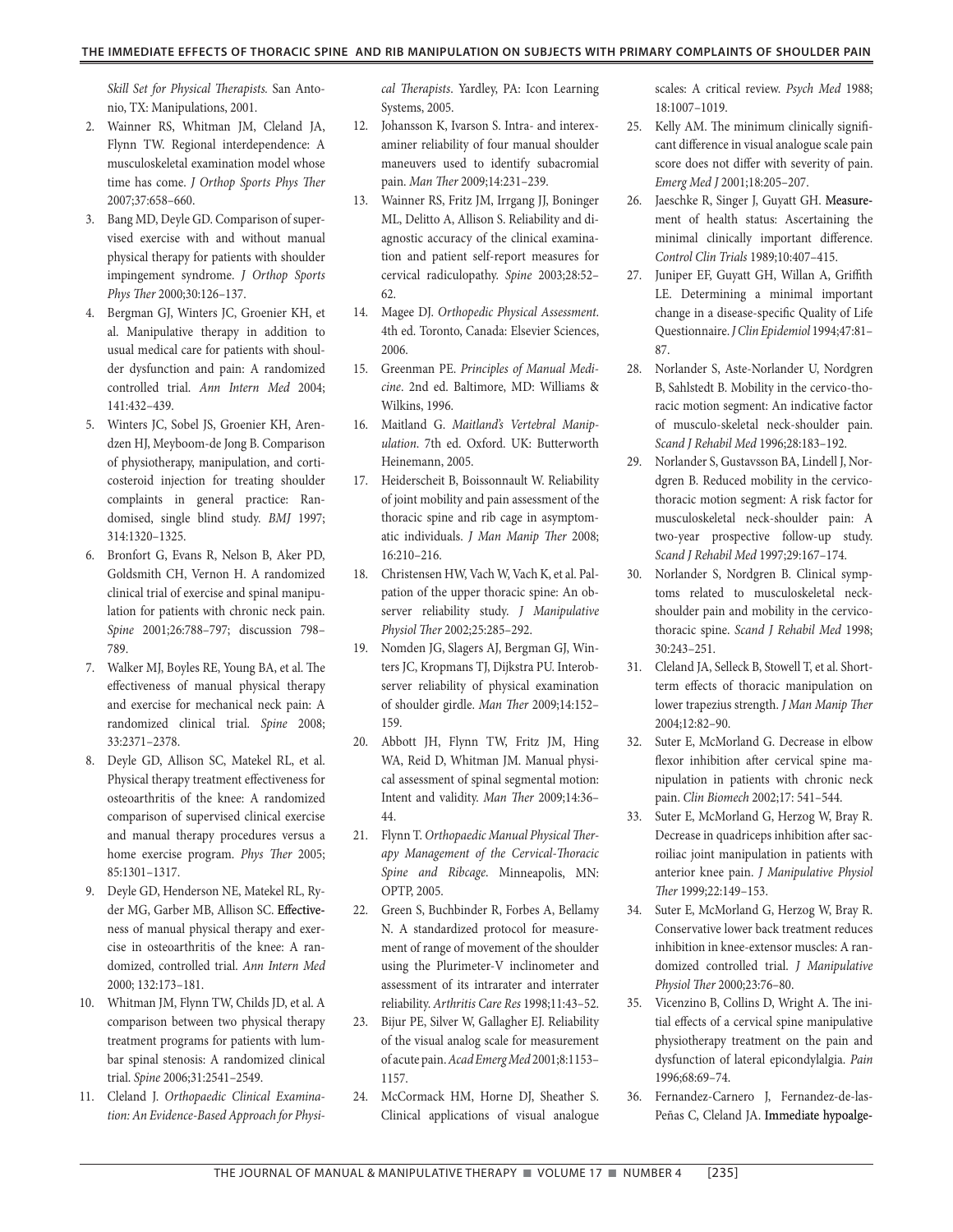*Skill Set for Physical Therapists*. San Antonio, TX: Manipulations, 2001.

2. Wainner RS, Whitman JM, Cleland JA, Flynn TW. Regional interdependence: A musculoskeletal examination model whose time has come. *J Orthop Sports Phys Ther* 2007;37:658–660.
3. Bang MD, Deyle GD. Comparison of supervised exercise with and without manual physical therapy for patients with shoulder impingement syndrome. *J Orthop Sports Phys Ther* 2000;30:126–137.
4. Bergman GJ, Winters JC, Groenier KH, et al. Manipulative therapy in addition to usual medical care for patients with shoulder dysfunction and pain: A randomized controlled trial. *Ann Intern Med* 2004; 141:432–439.
5. Winters JC, Sobel JS, Groenier KH, Arendzen HJ, Meyboom-de Jong B. Comparison of physiotherapy, manipulation, and corticosteroid injection for treating shoulder complaints in general practice: Randomised, single blind study. *BMJ* 1997; 314:1320–1325.
6. Bronfort G, Evans R, Nelson B, Aker PD, Goldsmith CH, Vernon H. A randomized clinical trial of exercise and spinal manipulation for patients with chronic neck pain. *Spine* 2001;26:788–797; discussion 798–789.
7. Walker MJ, Boyles RE, Young BA, et al. The effectiveness of manual physical therapy and exercise for mechanical neck pain: A randomized clinical trial. *Spine* 2008; 33:2371–2378.
8. Deyle GD, Allison SC, Matekel RL, et al. Physical therapy treatment effectiveness for osteoarthritis of the knee: A randomized comparison of supervised clinical exercise and manual therapy procedures versus a home exercise program. *Phys Ther* 2005; 85:1301–1317.
9. Deyle GD, Henderson NE, Matekel RL, Ryder MG, Garber MB, Allison SC. Effectiveness of manual physical therapy and exercise in osteoarthritis of the knee: A randomized, controlled trial. *Ann Intern Med* 2000; 132:173–181.
10. Whitman JM, Flynn TW, Childs JD, et al. A comparison between two physical therapy treatment programs for patients with lumbar spinal stenosis: A randomized clinical trial. *Spine* 2006;31:2541–2549.
11. Cleland J. *Orthopaedic Clinical Examination: An Evidence-Based Approach for Physical Therapists*. Yardley, PA: Icon Learning Systems, 2005.
12. Johansson K, Ivarson S. Intra- and interexaminer reliability of four manual shoulder maneuvers used to identify subacromial pain. *Man Ther* 2009;14:231–239.
13. Wainner RS, Fritz JM, Irrgang JJ, Boninger ML, Delitto A, Allison S. Reliability and diagnostic accuracy of the clinical examination and patient self-report measures for cervical radiculopathy. *Spine* 2003;28:52–62.
14. Magee DJ. *Orthopedic Physical Assessment*. 4th ed. Toronto, Canada: Elsevier Sciences, 2006.
15. Greenman PE. *Principles of Manual Medicine*. 2nd ed. Baltimore, MD: Williams & Wilkins, 1996.
16. Maitland G. *Maitland's Vertebral Manipulation*. 7th ed. Oxford. UK: Butterworth Heinemann, 2005.
17. Heiderscheit B, Boissonnault W. Reliability of joint mobility and pain assessment of the thoracic spine and rib cage in asymptomatic individuals. *J Man Manip Ther* 2008; 16:210–216.
18. Christensen HW, Vach W, Vach K, et al. Palpation of the upper thoracic spine: An observer reliability study. *J Manipulative Physiol Ther* 2002;25:285–292.
19. Nomden JG, Slagers AJ, Bergman GJ, Winters JC, Kropmans TJ, Dijkstra PU. Interobserver reliability of physical examination of shoulder girdle. *Man Ther* 2009;14:152–159.
20. Abbott JH, Flynn TW, Fritz JM, Hing WA, Reid D, Whitman JM. Manual physical assessment of spinal segmental motion: Intent and validity. *Man Ther* 2009;14:36–44.
21. Flynn T. *Orthopaedic Manual Physical Therapy Management of the Cervical-Thoracic Spine and Ribcage*. Minneapolis, MN: OPTP, 2005.
22. Green S, Buchbinder R, Forbes A, Bellamy N. A standardized protocol for measurement of range of movement of the shoulder using the Plurimeter-V inclinometer and assessment of its intrarater and interrater reliability. *Arthritis Care Res* 1998;11:43–52.
23. Bijur PE, Silver W, Gallagher EJ. Reliability of the visual analog scale for measurement of acute pain. *Acad Emerg Med* 2001;8:1153–1157.
24. McCormack HM, Horne DJ, Sheather S. Clinical applications of visual analogue scales: A critical review. *Psych Med* 1988; 18:1007–1019.
25. Kelly AM. The minimum clinically significant difference in visual analogue scale pain score does not differ with severity of pain. *Emerg Med J* 2001;18:205–207.
26. Jaeschke R, Singer J, Guyatt GH. Measurement of health status: Ascertaining the minimal clinically important difference. *Control Clin Trials* 1989;10:407–415.
27. Juniper EF, Guyatt GH, Willan A, Griffith LE. Determining a minimal important change in a disease-specific Quality of Life Questionnaire. *J Clin Epidemiol* 1994;47:81–87.
28. Norlander S, Aste-Norlander U, Nordgren B, Sahlstedt B. Mobility in the cervico-thoracic motion segment: An indicative factor of musculo-skeletal neck-shoulder pain. *Scand J Rehabil Med* 1996;28:183–192.
29. Norlander S, Gustavsson BA, Lindell J, Nordgren B. Reduced mobility in the cervicothoracic motion segment: A risk factor for musculoskeletal neck-shoulder pain: A two-year prospective follow-up study. *Scand J Rehabil Med* 1997;29:167–174.
30. Norlander S, Nordgren B. Clinical symptoms related to musculoskeletal neck-shoulder pain and mobility in the cervicothoracic spine. *Scand J Rehabil Med* 1998; 30:243–251.
31. Cleland JA, Selleck B, Stowell T, et al. Short-term effects of thoracic manipulation on lower trapezius strength. *J Man Manip Ther* 2004;12:82–90.
32. Suter E, McMorland G. Decrease in elbow flexor inhibition after cervical spine manipulation in patients with chronic neck pain. *Clin Biomech* 2002;17: 541–544.
33. Suter E, McMorland G, Herzog W, Bray R. Decrease in quadriceps inhibition after sacroiliac joint manipulation in patients with anterior knee pain. *J Manipulative Physiol Ther* 1999;22:149–153.
34. Suter E, McMorland G, Herzog W, Bray R. Conservative lower back treatment reduces inhibition in knee-extensor muscles: A randomized controlled trial. *J Manipulative Physiol Ther* 2000;23:76–80.
35. Vicenzino B, Collins D, Wright A. The initial effects of a cervical spine manipulative physiotherapy treatment on the pain and dysfunction of lateral epicondylalgia. *Pain* 1996;68:69–74.
36. Fernandez-Carnero J, Fernandez-de-las-Peñas C, Cleland JA. Immediate hypoalge-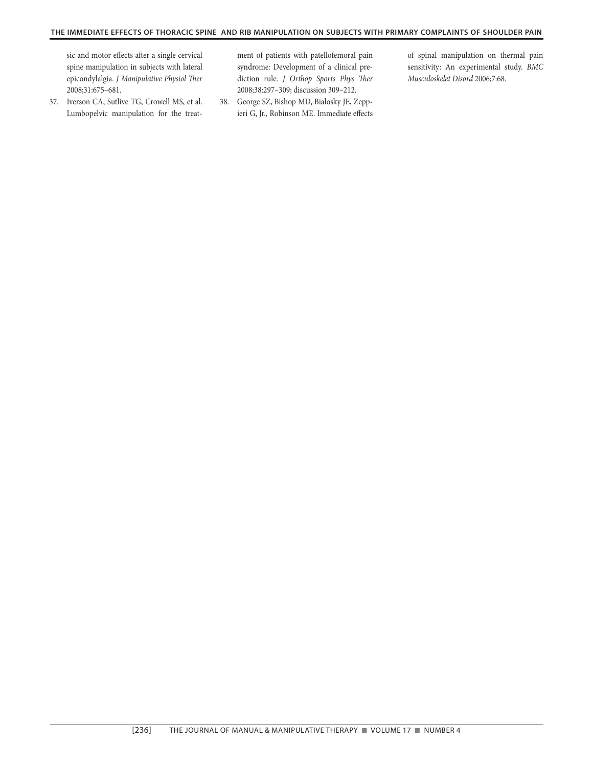sic and motor effects after a single cervical spine manipulation in subjects with lateral epicondylalgia. *J Manipulative Physiol Ther* 2008;31:675–681.

37. Iverson CA, Sutlive TG, Crowell MS, et al. Lumbopelvic manipulation for the treatment of patients with patellofemoral pain syndrome: Development of a clinical prediction rule. *J Orthop Sports Phys Ther* 2008;38:297–309; discussion 309–212.
38. George SZ, Bishop MD, Bialosky JE, Zeppieri G, Jr., Robinson ME. Immediate effects of spinal manipulation on thermal pain sensitivity: An experimental study. *BMC Musculoskelet Disord* 2006;7:68.